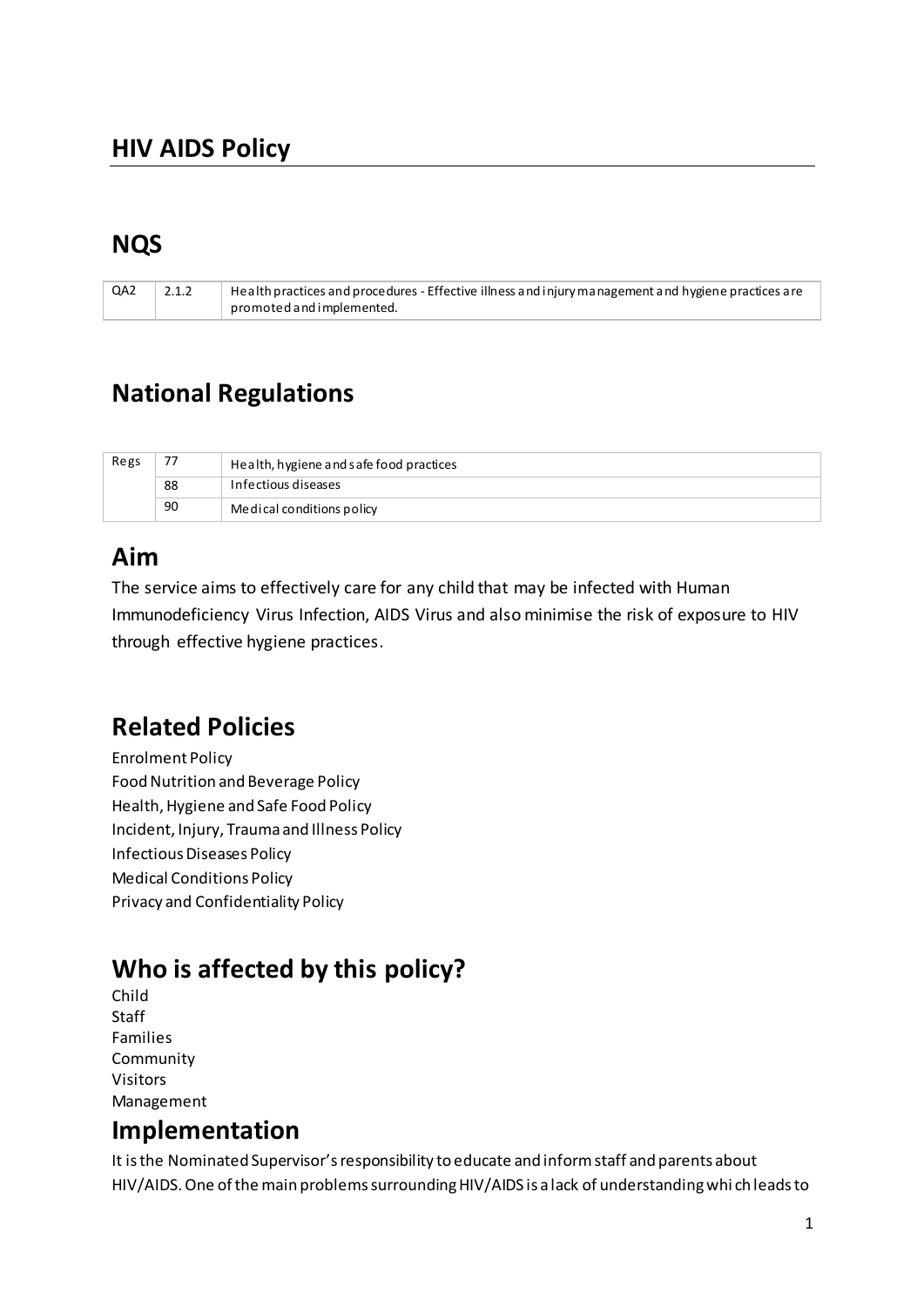# HIV AIDS Policy

## NQS

| QA2 | 2.1.2 | Health practices and procedures - Effective illness and injury management and hygiene practices are promoted and implemented. |
|---|---|---|

## National Regulations

| Regs | 77 | Health, hygiene and safe food practices |
|---|---|---|
| | 88 | Infectious diseases |
| | 90 | Medical conditions policy |

## Aim

The service aims to effectively care for any child that may be infected with Human Immunodeficiency Virus Infection, AIDS Virus and also minimise the risk of exposure to HIV through effective hygiene practices.

## Related Policies

Enrolment Policy
Food Nutrition and Beverage Policy
Health, Hygiene and Safe Food Policy
Incident, Injury, Trauma and Illness Policy
Infectious Diseases Policy
Medical Conditions Policy
Privacy and Confidentiality Policy

## Who is affected by this policy?

Child
Staff
Families
Community
Visitors
Management

## Implementation

It is the Nominated Supervisor's responsibility to educate and inform staff and parents about HIV/AIDS. One of the main problems surrounding HIV/AIDS is a lack of understanding which leads to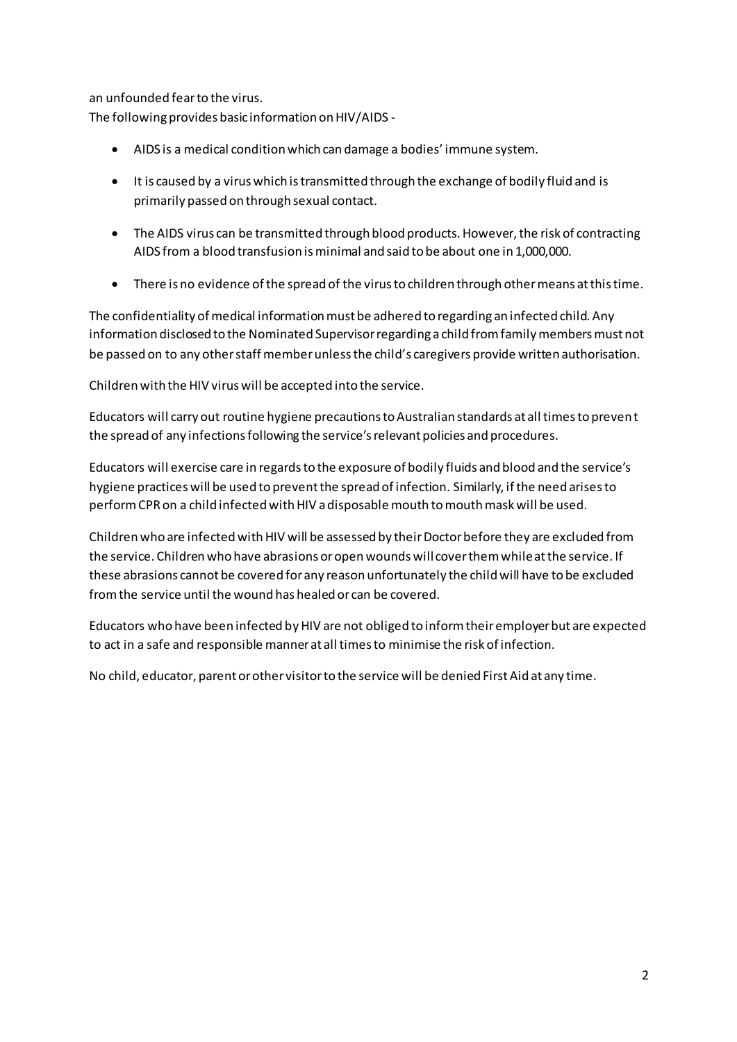an unfounded fear to the virus.
The following provides basic information on HIV/AIDS -

- AIDS is a medical condition which can damage a bodies' immune system.
- It is caused by a virus which is transmitted through the exchange of bodily fluid and is primarily passed on through sexual contact.
- The AIDS virus can be transmitted through blood products. However, the risk of contracting AIDS from a blood transfusion is minimal and said to be about one in 1,000,000.
- There is no evidence of the spread of the virus to children through other means at this time.

The confidentiality of medical information must be adhered to regarding an infected child. Any information disclosed to the Nominated Supervisor regarding a child from family members must not be passed on to any other staff member unless the child's caregivers provide written authorisation.

Children with the HIV virus will be accepted into the service.

Educators will carry out routine hygiene precautions to Australian standards at all times to prevent the spread of any infections following the service's relevant policies and procedures.

Educators will exercise care in regards to the exposure of bodily fluids and blood and the service's hygiene practices will be used to prevent the spread of infection. Similarly, if the need arises to perform CPR on a child infected with HIV a disposable mouth to mouth mask will be used.

Children who are infected with HIV will be assessed by their Doctor before they are excluded from the service. Children who have abrasions or open wounds will cover them while at the service. If these abrasions cannot be covered for any reason unfortunately the child will have to be excluded from the service until the wound has healed or can be covered.

Educators who have been infected by HIV are not obliged to inform their employer but are expected to act in a safe and responsible manner at all times to minimise the risk of infection.

No child, educator, parent or other visitor to the service will be denied First Aid at any time.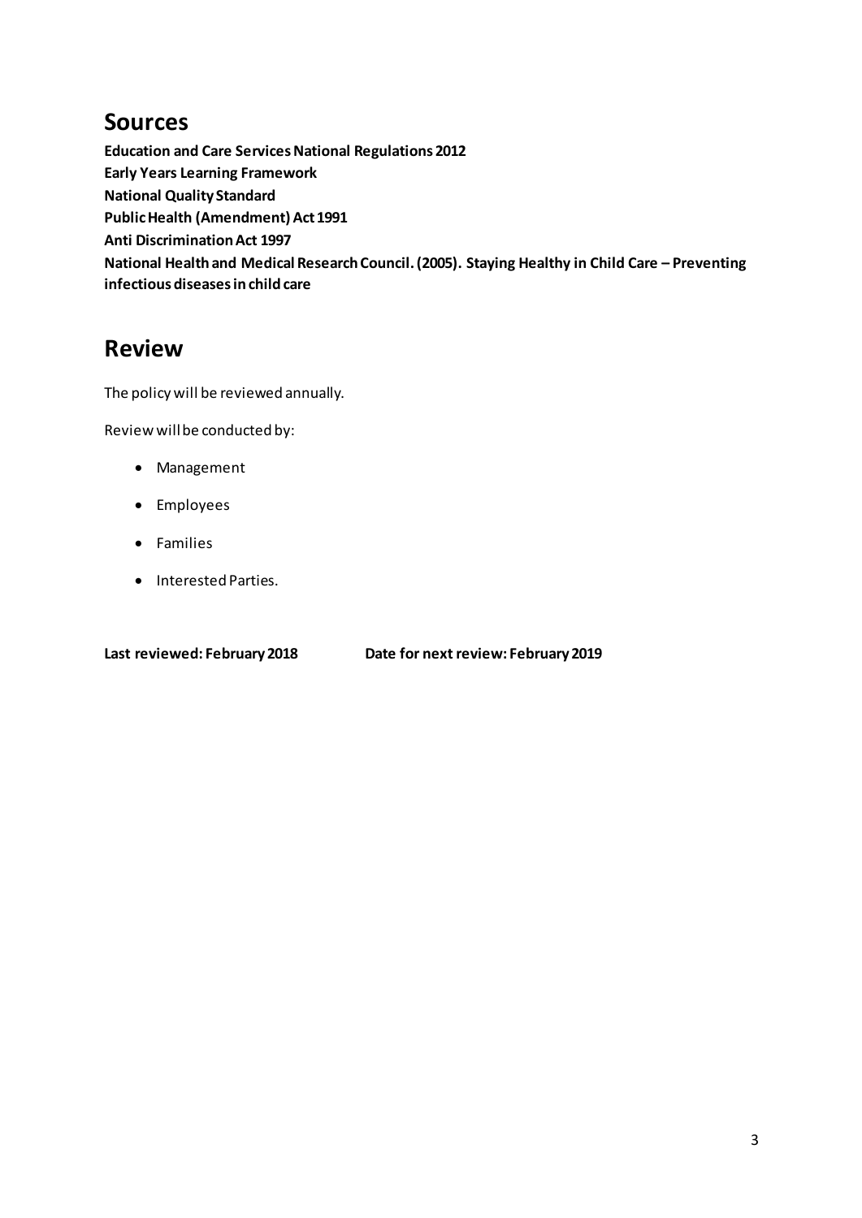## Sources

**Education and Care Services National Regulations 2012**
**Early Years Learning Framework**
**National Quality Standard**
**Public Health (Amendment) Act 1991**
**Anti Discrimination Act 1997**
**National Health and Medical Research Council. (2005). Staying Healthy in Child Care – Preventing infectious diseases in child care**

## Review

The policy will be reviewed annually.

Review will be conducted by:

- Management
- Employees
- Families
- Interested Parties.

**Last reviewed: February 2018** **Date for next review: February 2019**